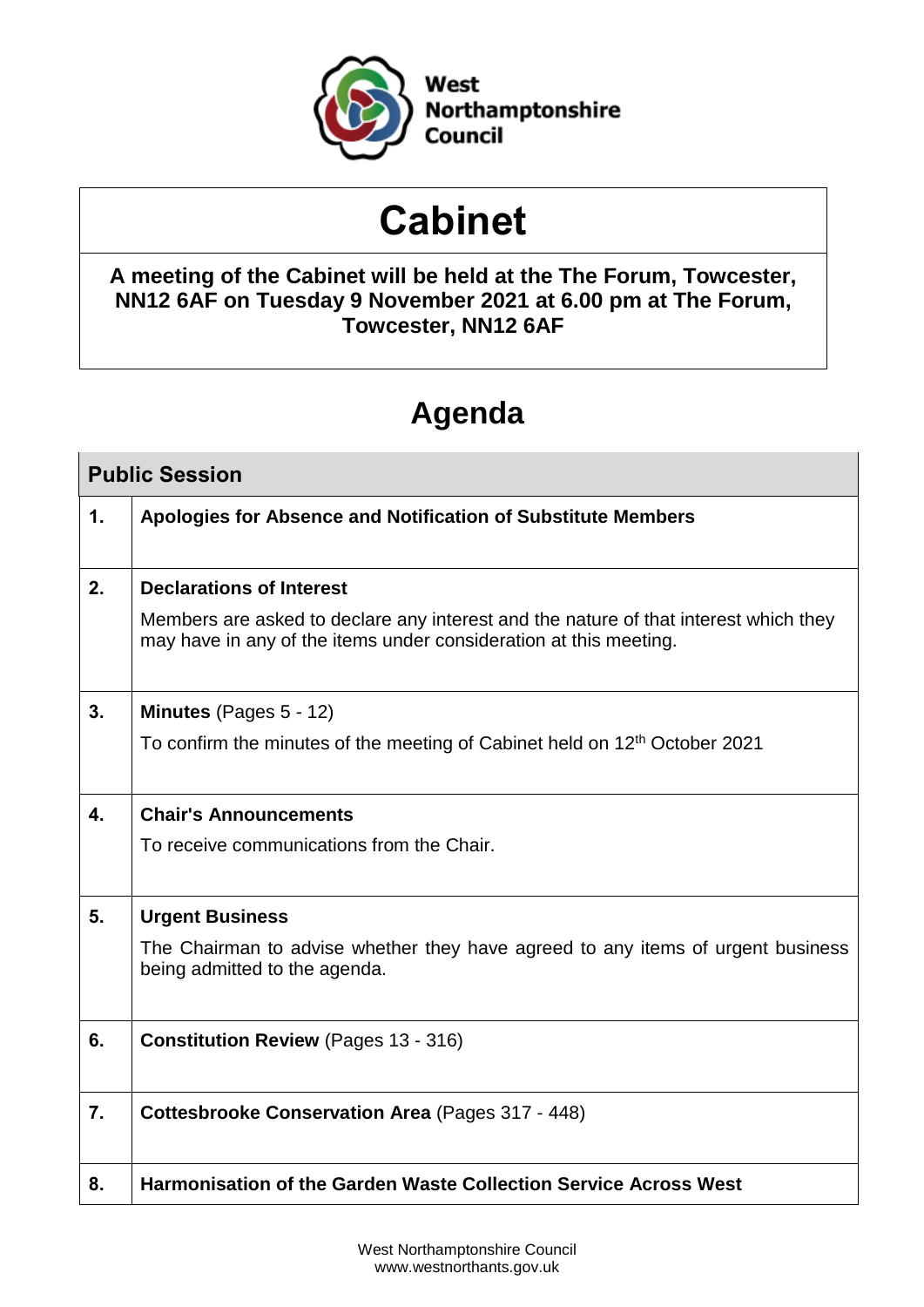West Northamptonshire Council

# Cabinet

**A meeting of the Cabinet will be held at the The Forum, Towcester, NN12 6AF on Tuesday 9 November 2021 at 6.00 pm at The Forum, Towcester, NN12 6AF**

## Agenda

| Public Session | |
|---|---|
| **1.** | **Apologies for Absence and Notification of Substitute Members** |
| **2.** | **Declarations of Interest**<br>Members are asked to declare any interest and the nature of that interest which they may have in any of the items under consideration at this meeting. |
| **3.** | **Minutes** (Pages 5 - 12)<br>To confirm the minutes of the meeting of Cabinet held on 12th October 2021 |
| **4.** | **Chair's Announcements**<br>To receive communications from the Chair. |
| **5.** | **Urgent Business**<br>The Chairman to advise whether they have agreed to any items of urgent business being admitted to the agenda. |
| **6.** | **Constitution Review** (Pages 13 - 316) |
| **7.** | **Cottesbrooke Conservation Area** (Pages 317 - 448) |
| **8.** | **Harmonisation of the Garden Waste Collection Service Across West** |

West Northamptonshire Council
www.westnorthants.gov.uk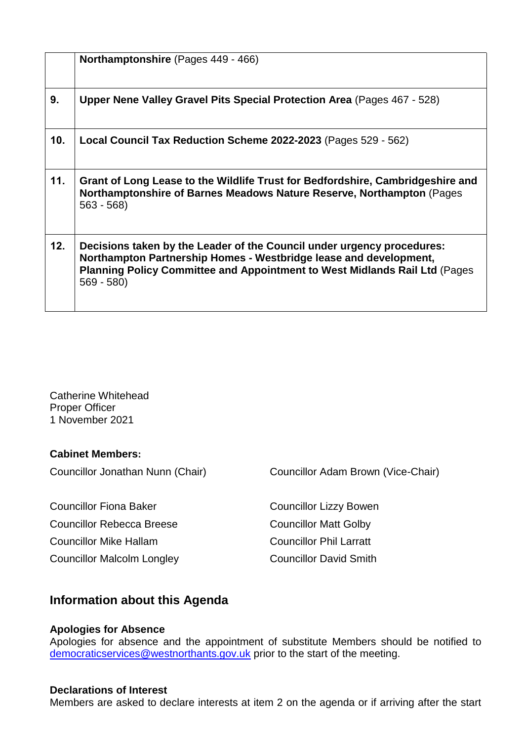| | |
|---|---|
| | **Northamptonshire** (Pages 449 - 466) |
| **9.** | **Upper Nene Valley Gravel Pits Special Protection Area** (Pages 467 - 528) |
| **10.** | **Local Council Tax Reduction Scheme 2022-2023** (Pages 529 - 562) |
| **11.** | **Grant of Long Lease to the Wildlife Trust for Bedfordshire, Cambridgeshire and Northamptonshire of Barnes Meadows Nature Reserve, Northampton** (Pages 563 - 568) |
| **12.** | **Decisions taken by the Leader of the Council under urgency procedures: Northampton Partnership Homes - Westbridge lease and development, Planning Policy Committee and Appointment to West Midlands Rail Ltd** (Pages 569 - 580) |

Catherine Whitehead
Proper Officer
1 November 2021

**Cabinet Members:**

Councillor Jonathan Nunn (Chair)

Councillor Adam Brown (Vice-Chair)

Councillor Fiona Baker

Councillor Lizzy Bowen

Councillor Rebecca Breese

Councillor Matt Golby

Councillor Mike Hallam

Councillor Phil Larratt

Councillor Malcolm Longley

Councillor David Smith

## Information about this Agenda

**Apologies for Absence**
Apologies for absence and the appointment of substitute Members should be notified to democraticservices@westnorthants.gov.uk prior to the start of the meeting.

**Declarations of Interest**
Members are asked to declare interests at item 2 on the agenda or if arriving after the start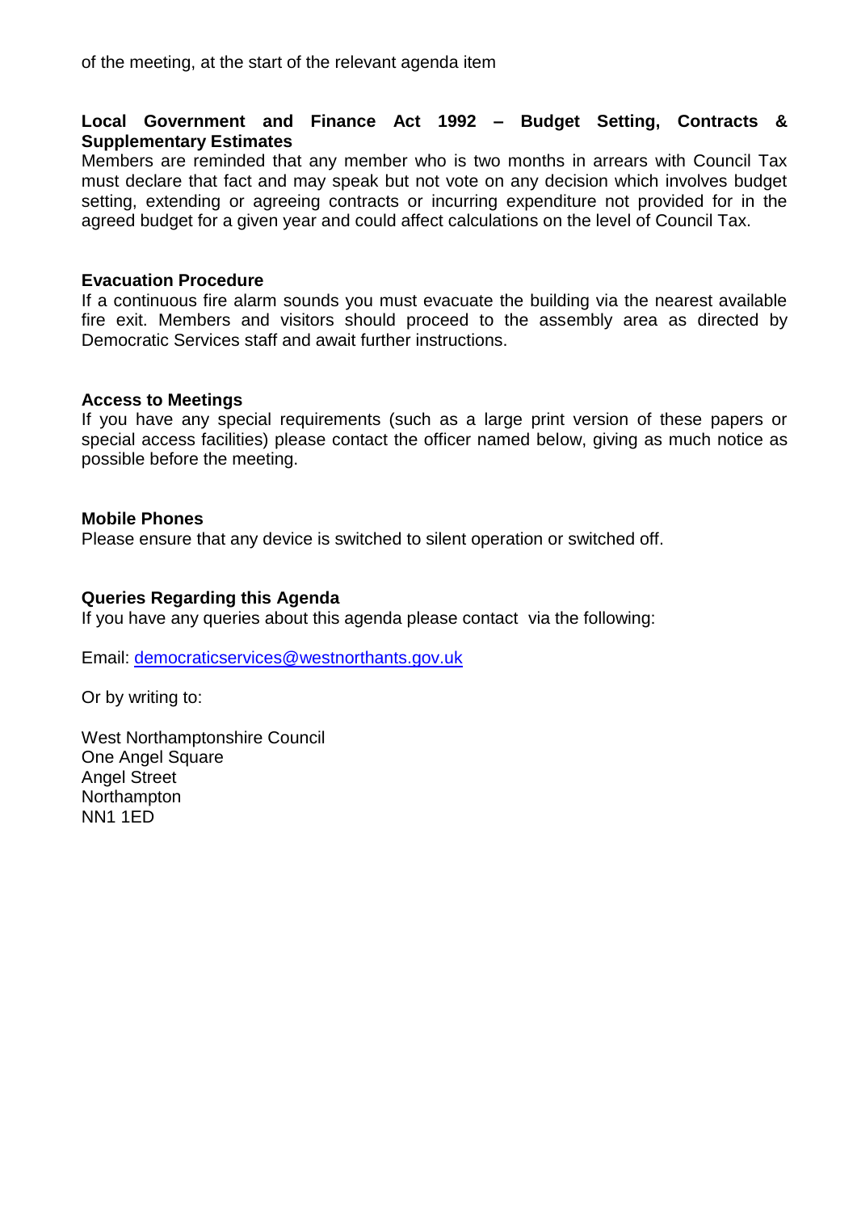of the meeting, at the start of the relevant agenda item

**Local Government and Finance Act 1992 – Budget Setting, Contracts & Supplementary Estimates**
Members are reminded that any member who is two months in arrears with Council Tax must declare that fact and may speak but not vote on any decision which involves budget setting, extending or agreeing contracts or incurring expenditure not provided for in the agreed budget for a given year and could affect calculations on the level of Council Tax.

**Evacuation Procedure**
If a continuous fire alarm sounds you must evacuate the building via the nearest available fire exit. Members and visitors should proceed to the assembly area as directed by Democratic Services staff and await further instructions.

**Access to Meetings**
If you have any special requirements (such as a large print version of these papers or special access facilities) please contact the officer named below, giving as much notice as possible before the meeting.

**Mobile Phones**
Please ensure that any device is switched to silent operation or switched off.

**Queries Regarding this Agenda**
If you have any queries about this agenda please contact via the following:

Email: democraticservices@westnorthants.gov.uk

Or by writing to:

West Northamptonshire Council
One Angel Square
Angel Street
Northampton
NN1 1ED